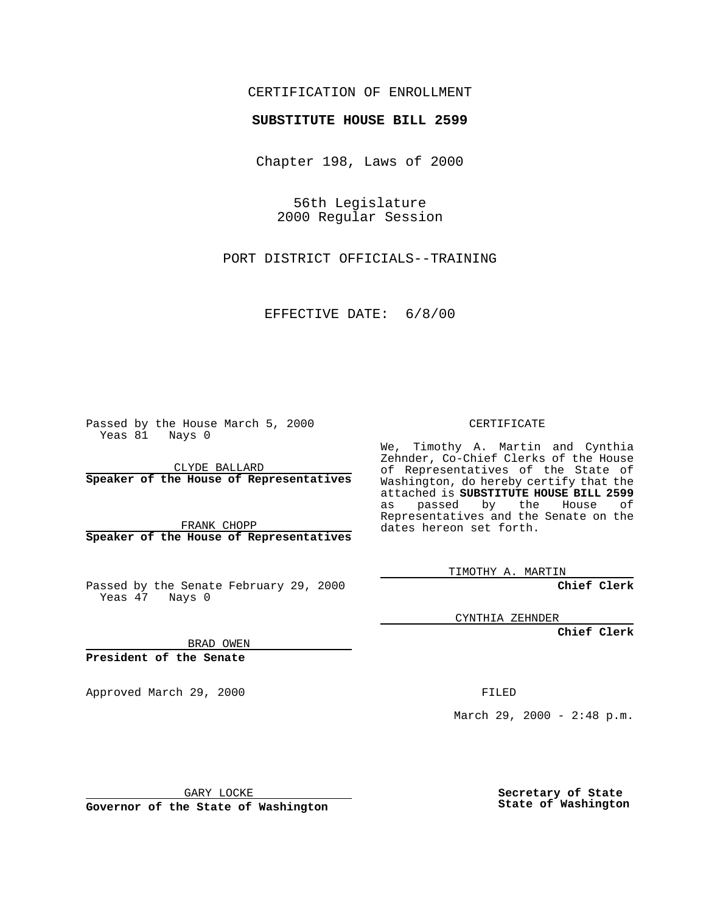CERTIFICATION OF ENROLLMENT

**SUBSTITUTE HOUSE BILL 2599**

Chapter 198, Laws of 2000

56th Legislature
2000 Regular Session

PORT DISTRICT OFFICIALS--TRAINING

EFFECTIVE DATE: 6/8/00

Passed by the House March 5, 2000
Yeas 81 Nays 0

CLYDE BALLARD
**Speaker of the House of Representatives**

FRANK CHOPP
**Speaker of the House of Representatives**

Passed by the Senate February 29, 2000
Yeas 47 Nays 0

BRAD OWEN
**President of the Senate**

Approved March 29, 2000

GARY LOCKE
**Governor of the State of Washington**

CERTIFICATE

We, Timothy A. Martin and Cynthia Zehnder, Co-Chief Clerks of the House of Representatives of the State of Washington, do hereby certify that the attached is **SUBSTITUTE HOUSE BILL 2599** as passed by the House of Representatives and the Senate on the dates hereon set forth.

TIMOTHY A. MARTIN
**Chief Clerk**

CYNTHIA ZEHNDER
**Chief Clerk**

FILED

March 29, 2000 - 2:48 p.m.

**Secretary of State**
**State of Washington**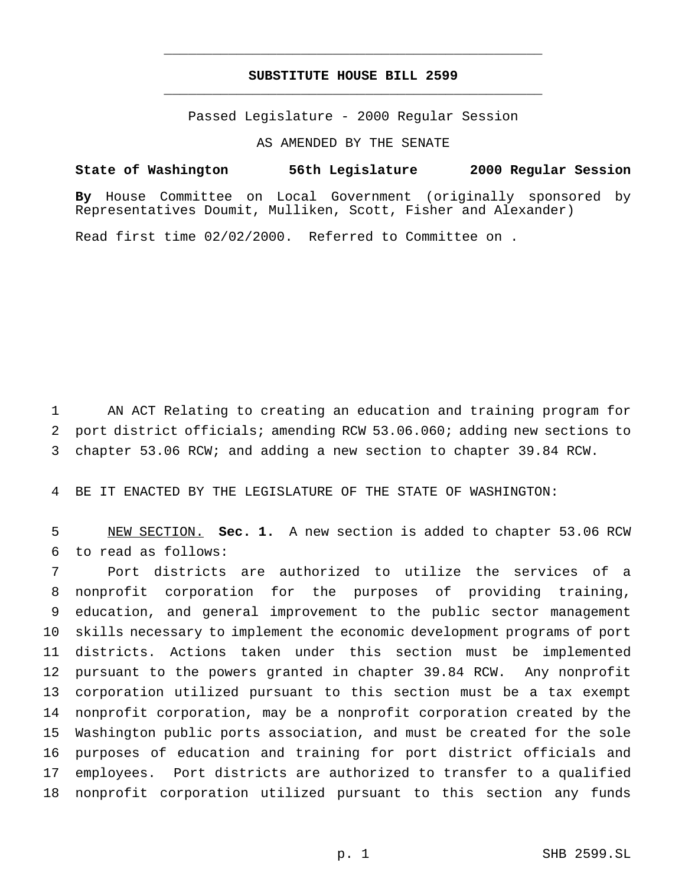**SUBSTITUTE HOUSE BILL 2599**

Passed Legislature - 2000 Regular Session

AS AMENDED BY THE SENATE

**State of Washington 56th Legislature 2000 Regular Session**

**By** House Committee on Local Government (originally sponsored by Representatives Doumit, Mulliken, Scott, Fisher and Alexander)

Read first time 02/02/2000. Referred to Committee on .

AN ACT Relating to creating an education and training program for port district officials; amending RCW 53.06.060; adding new sections to chapter 53.06 RCW; and adding a new section to chapter 39.84 RCW.

BE IT ENACTED BY THE LEGISLATURE OF THE STATE OF WASHINGTON:

NEW SECTION. **Sec. 1.** A new section is added to chapter 53.06 RCW to read as follows:

Port districts are authorized to utilize the services of a nonprofit corporation for the purposes of providing training, education, and general improvement to the public sector management skills necessary to implement the economic development programs of port districts. Actions taken under this section must be implemented pursuant to the powers granted in chapter 39.84 RCW. Any nonprofit corporation utilized pursuant to this section must be a tax exempt nonprofit corporation, may be a nonprofit corporation created by the Washington public ports association, and must be created for the sole purposes of education and training for port district officials and employees. Port districts are authorized to transfer to a qualified nonprofit corporation utilized pursuant to this section any funds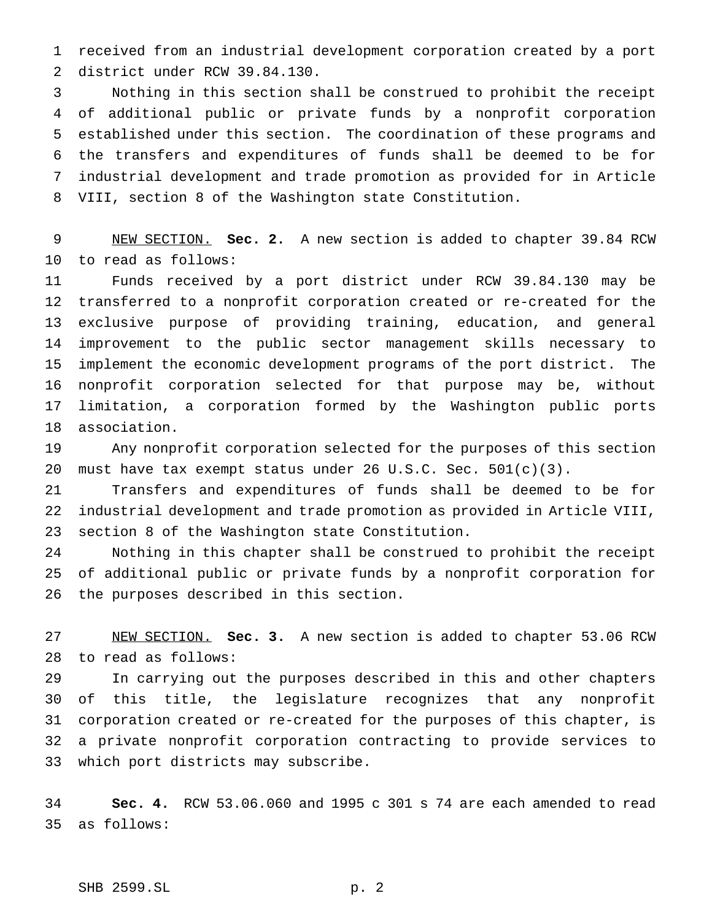received from an industrial development corporation created by a port district under RCW 39.84.130.

Nothing in this section shall be construed to prohibit the receipt of additional public or private funds by a nonprofit corporation established under this section. The coordination of these programs and the transfers and expenditures of funds shall be deemed to be for industrial development and trade promotion as provided for in Article VIII, section 8 of the Washington state Constitution.

NEW SECTION. **Sec. 2.** A new section is added to chapter 39.84 RCW to read as follows:

Funds received by a port district under RCW 39.84.130 may be transferred to a nonprofit corporation created or re-created for the exclusive purpose of providing training, education, and general improvement to the public sector management skills necessary to implement the economic development programs of the port district. The nonprofit corporation selected for that purpose may be, without limitation, a corporation formed by the Washington public ports association.

Any nonprofit corporation selected for the purposes of this section must have tax exempt status under 26 U.S.C. Sec. 501(c)(3).

Transfers and expenditures of funds shall be deemed to be for industrial development and trade promotion as provided in Article VIII, section 8 of the Washington state Constitution.

Nothing in this chapter shall be construed to prohibit the receipt of additional public or private funds by a nonprofit corporation for the purposes described in this section.

NEW SECTION. **Sec. 3.** A new section is added to chapter 53.06 RCW to read as follows:

In carrying out the purposes described in this and other chapters of this title, the legislature recognizes that any nonprofit corporation created or re-created for the purposes of this chapter, is a private nonprofit corporation contracting to provide services to which port districts may subscribe.

**Sec. 4.** RCW 53.06.060 and 1995 c 301 s 74 are each amended to read as follows: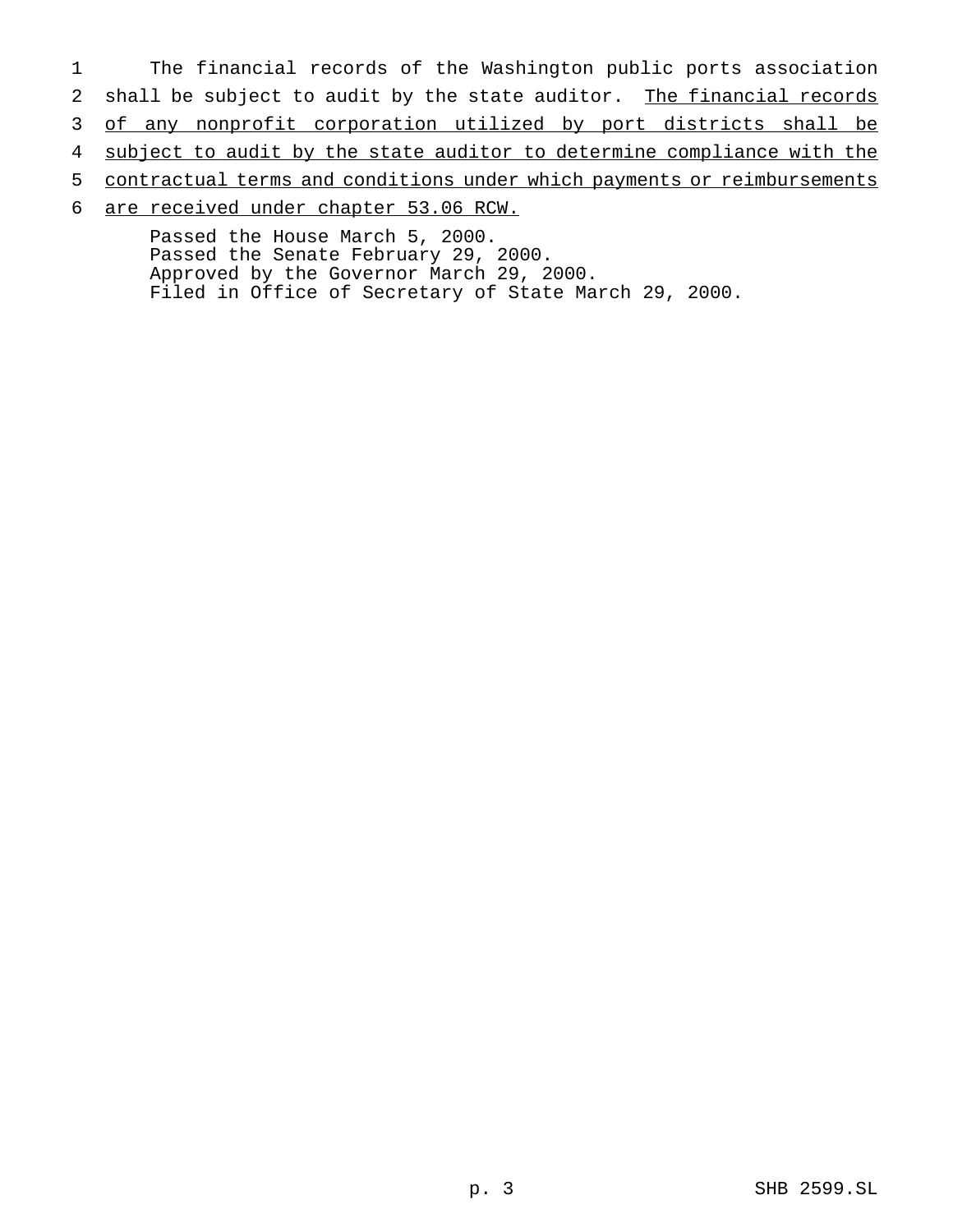The financial records of the Washington public ports association shall be subject to audit by the state auditor. <u>The financial records of any nonprofit corporation utilized by port districts shall be subject to audit by the state auditor to determine compliance with the contractual terms and conditions under which payments or reimbursements are received under chapter 53.06 RCW.</u>

Passed the House March 5, 2000.
Passed the Senate February 29, 2000.
Approved by the Governor March 29, 2000.
Filed in Office of Secretary of State March 29, 2000.